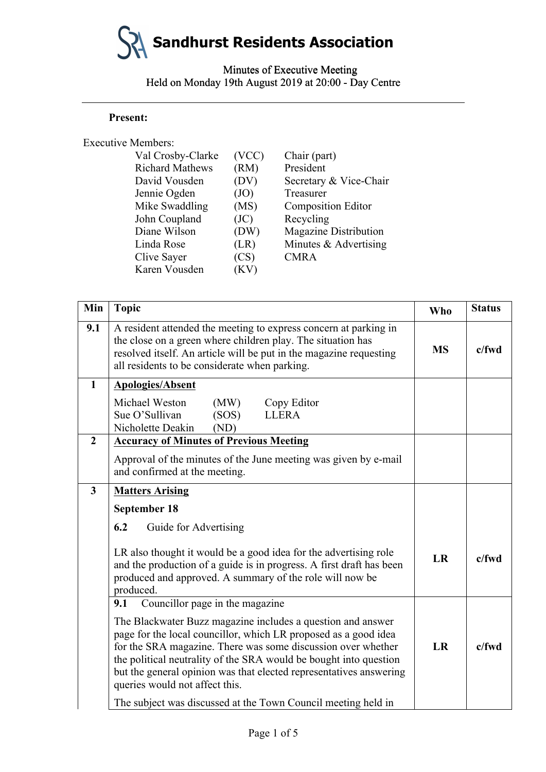# Sandhurst Residents Association

Minutes of Executive Meeting
Held on Monday 19th August 2019 at 20:00 - Day Centre

---

**Present:**

Executive Members:

| Name | Initials | Role |
|---|---|---|
| Val Crosby-Clarke | (VCC) | Chair (part) |
| Richard Mathews | (RM) | President |
| David Vousden | (DV) | Secretary & Vice-Chair |
| Jennie Ogden | (JO) | Treasurer |
| Mike Swaddling | (MS) | Composition Editor |
| John Coupland | (JC) | Recycling |
| Diane Wilson | (DW) | Magazine Distribution |
| Linda Rose | (LR) | Minutes & Advertising |
| Clive Sayer | (CS) | CMRA |
| Karen Vousden | (KV) | |

| Min | Topic | Who | Status |
|---|---|---|---|
| **9.1** | A resident attended the meeting to express concern at parking in the close on a green where children play. The situation has resolved itself. An article will be put in the magazine requesting all residents to be considerate when parking. | **MS** | **c/fwd** |
| **1** | **Apologies/Absent**<br>Michael Weston (MW) Copy Editor<br>Sue O'Sullivan (SOS) LLERA<br>Nicholette Deakin (ND) | | |
| **2** | **Accuracy of Minutes of Previous Meeting**<br>Approval of the minutes of the June meeting was given by e-mail and confirmed at the meeting. | | |
| **3** | **Matters Arising**<br>**September 18**<br>**6.2** Guide for Advertising<br>LR also thought it would be a good idea for the advertising role and the production of a guide is in progress. A first draft has been produced and approved. A summary of the role will now be produced. | **LR** | **c/fwd** |
| | **9.1** Councillor page in the magazine<br>The Blackwater Buzz magazine includes a question and answer page for the local councillor, which LR proposed as a good idea for the SRA magazine. There was some discussion over whether the political neutrality of the SRA would be bought into question but the general opinion was that elected representatives answering queries would not affect this.<br>The subject was discussed at the Town Council meeting held in | **LR** | **c/fwd** |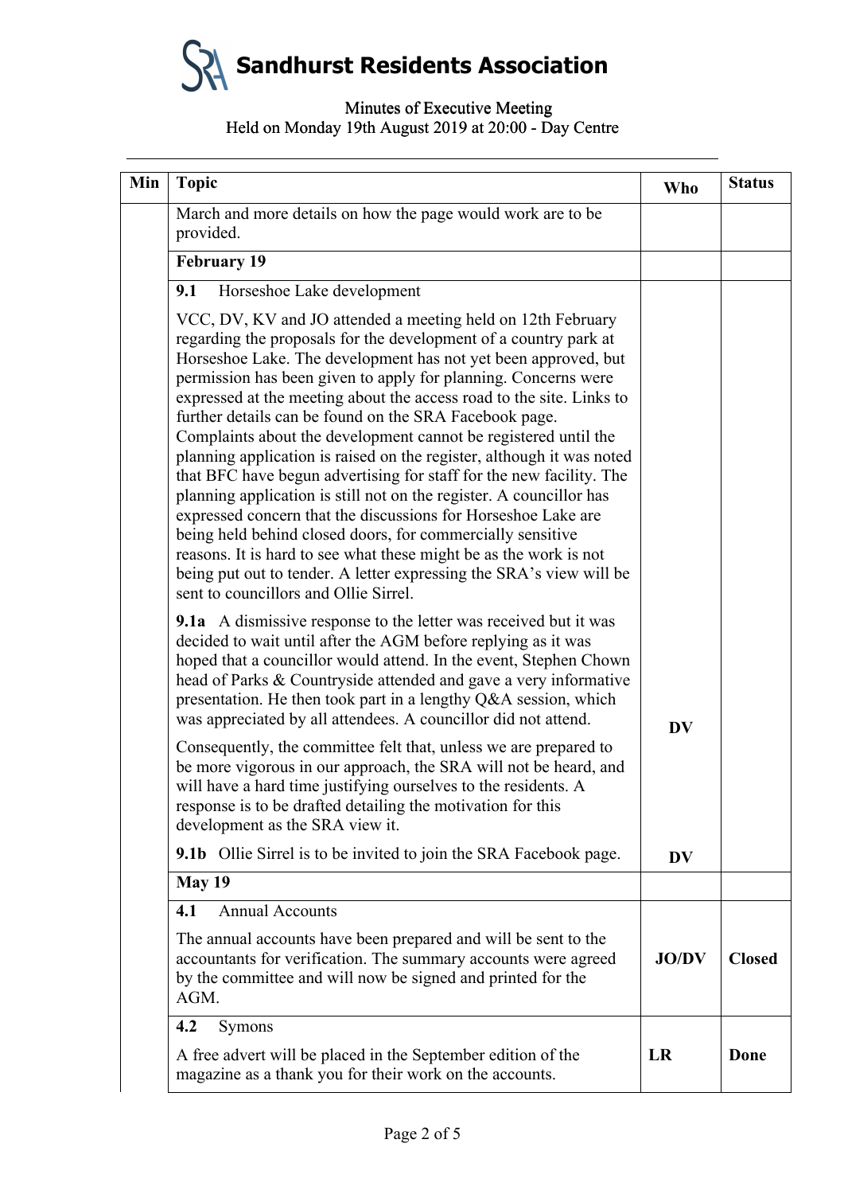# Sandhurst Residents Association

Minutes of Executive Meeting
Held on Monday 19th August 2019 at 20:00 - Day Centre

| Min | Topic | Who | Status |
|---|---|---|---|
| | March and more details on how the page would work are to be provided. | | |
| | **February 19** | | |
| | **9.1** Horseshoe Lake development<br><br>VCC, DV, KV and JO attended a meeting held on 12th February regarding the proposals for the development of a country park at Horseshoe Lake. The development has not yet been approved, but permission has been given to apply for planning. Concerns were expressed at the meeting about the access road to the site. Links to further details can be found on the SRA Facebook page. Complaints about the development cannot be registered until the planning application is raised on the register, although it was noted that BFC have begun advertising for staff for the new facility. The planning application is still not on the register. A councillor has expressed concern that the discussions for Horseshoe Lake are being held behind closed doors, for commercially sensitive reasons. It is hard to see what these might be as the work is not being put out to tender. A letter expressing the SRA's view will be sent to councillors and Ollie Sirrel.<br><br>**9.1a** A dismissive response to the letter was received but it was decided to wait until after the AGM before replying as it was hoped that a councillor would attend. In the event, Stephen Chown head of Parks & Countryside attended and gave a very informative presentation. He then took part in a lengthy Q&A session, which was appreciated by all attendees. A councillor did not attend.<br><br>Consequently, the committee felt that, unless we are prepared to be more vigorous in our approach, the SRA will not be heard, and will have a hard time justifying ourselves to the residents. A response is to be drafted detailing the motivation for this development as the SRA view it. | **DV** | |
| | **9.1b** Ollie Sirrel is to be invited to join the SRA Facebook page. | **DV** | |
| | **May 19** | | |
| | **4.1** Annual Accounts<br><br>The annual accounts have been prepared and will be sent to the accountants for verification. The summary accounts were agreed by the committee and will now be signed and printed for the AGM. | **JO/DV** | **Closed** |
| | **4.2** Symons<br><br>A free advert will be placed in the September edition of the magazine as a thank you for their work on the accounts. | **LR** | **Done** |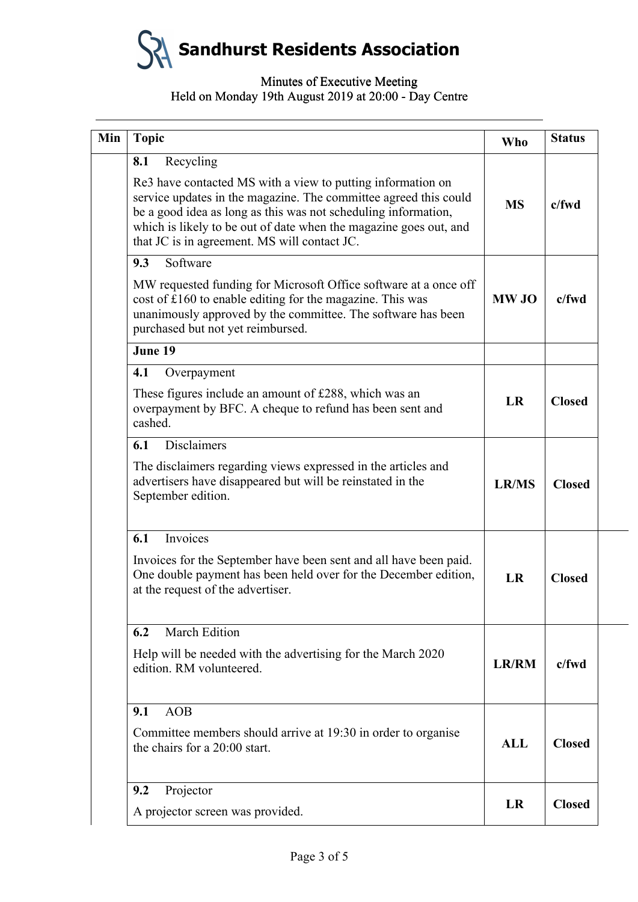# Sandhurst Residents Association

Minutes of Executive Meeting
Held on Monday 19th August 2019 at 20:00 - Day Centre

| Min | Topic | Who | Status |
|---|---|---|---|
| | **8.1** Recycling<br><br>Re3 have contacted MS with a view to putting information on service updates in the magazine. The committee agreed this could be a good idea as long as this was not scheduling information, which is likely to be out of date when the magazine goes out, and that JC is in agreement. MS will contact JC. | **MS** | **c/fwd** |
| | **9.3** Software<br><br>MW requested funding for Microsoft Office software at a once off cost of £160 to enable editing for the magazine. This was unanimously approved by the committee. The software has been purchased but not yet reimbursed. | **MW JO** | **c/fwd** |
| | **June 19** | | |
| | **4.1** Overpayment<br><br>These figures include an amount of £288, which was an overpayment by BFC. A cheque to refund has been sent and cashed. | **LR** | **Closed** |
| | **6.1** Disclaimers<br><br>The disclaimers regarding views expressed in the articles and advertisers have disappeared but will be reinstated in the September edition. | **LR/MS** | **Closed** |
| | **6.1** Invoices<br><br>Invoices for the September have been sent and all have been paid. One double payment has been held over for the December edition, at the request of the advertiser. | **LR** | **Closed** |
| | **6.2** March Edition<br><br>Help will be needed with the advertising for the March 2020 edition. RM volunteered. | **LR/RM** | **c/fwd** |
| | **9.1** AOB<br><br>Committee members should arrive at 19:30 in order to organise the chairs for a 20:00 start. | **ALL** | **Closed** |
| | **9.2** Projector<br><br>A projector screen was provided. | **LR** | **Closed** |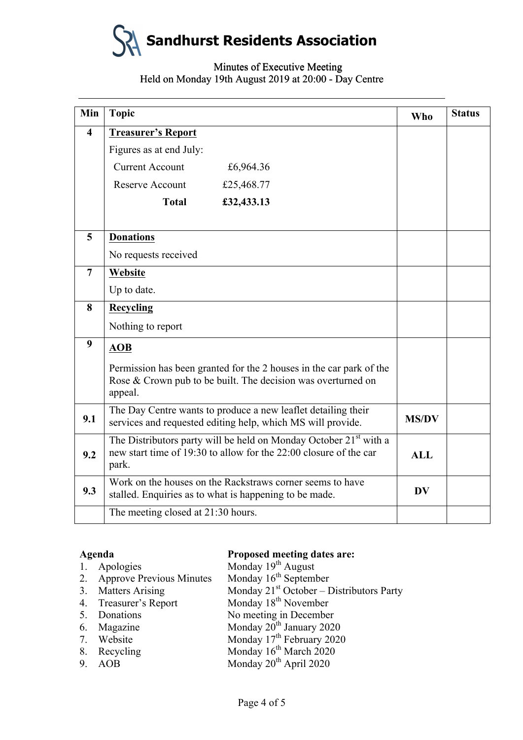# Sandhurst Residents Association

Minutes of Executive Meeting
Held on Monday 19th August 2019 at 20:00 - Day Centre

| Min | Topic | Who | Status |
|---|---|---|---|
| 4 | **Treasurer's Report**<br>Figures as at end July:<br>Current Account £6,964.36<br>Reserve Account £25,468.77<br>**Total £32,433.13** | | |
| 5 | **Donations**<br>No requests received | | |
| 7 | **Website**<br>Up to date. | | |
| 8 | **Recycling**<br>Nothing to report | | |
| 9 | **AOB**<br>Permission has been granted for the 2 houses in the car park of the Rose & Crown pub to be built. The decision was overturned on appeal. | | |
| 9.1 | The Day Centre wants to produce a new leaflet detailing their services and requested editing help, which MS will provide. | **MS/DV** | |
| 9.2 | The Distributors party will be held on Monday October 21st with a new start time of 19:30 to allow for the 22:00 closure of the car park. | **ALL** | |
| 9.3 | Work on the houses on the Rackstraws corner seems to have stalled. Enquiries as to what is happening to be made. | **DV** | |
| | The meeting closed at 21:30 hours. | | |

**Agenda**

1. Apologies
2. Approve Previous Minutes
3. Matters Arising
4. Treasurer's Report
5. Donations
6. Magazine
7. Website
8. Recycling
9. AOB

**Proposed meeting dates are:**

Monday 19th August
Monday 16th September
Monday 21st October – Distributors Party
Monday 18th November
No meeting in December
Monday 20th January 2020
Monday 17th February 2020
Monday 16th March 2020
Monday 20th April 2020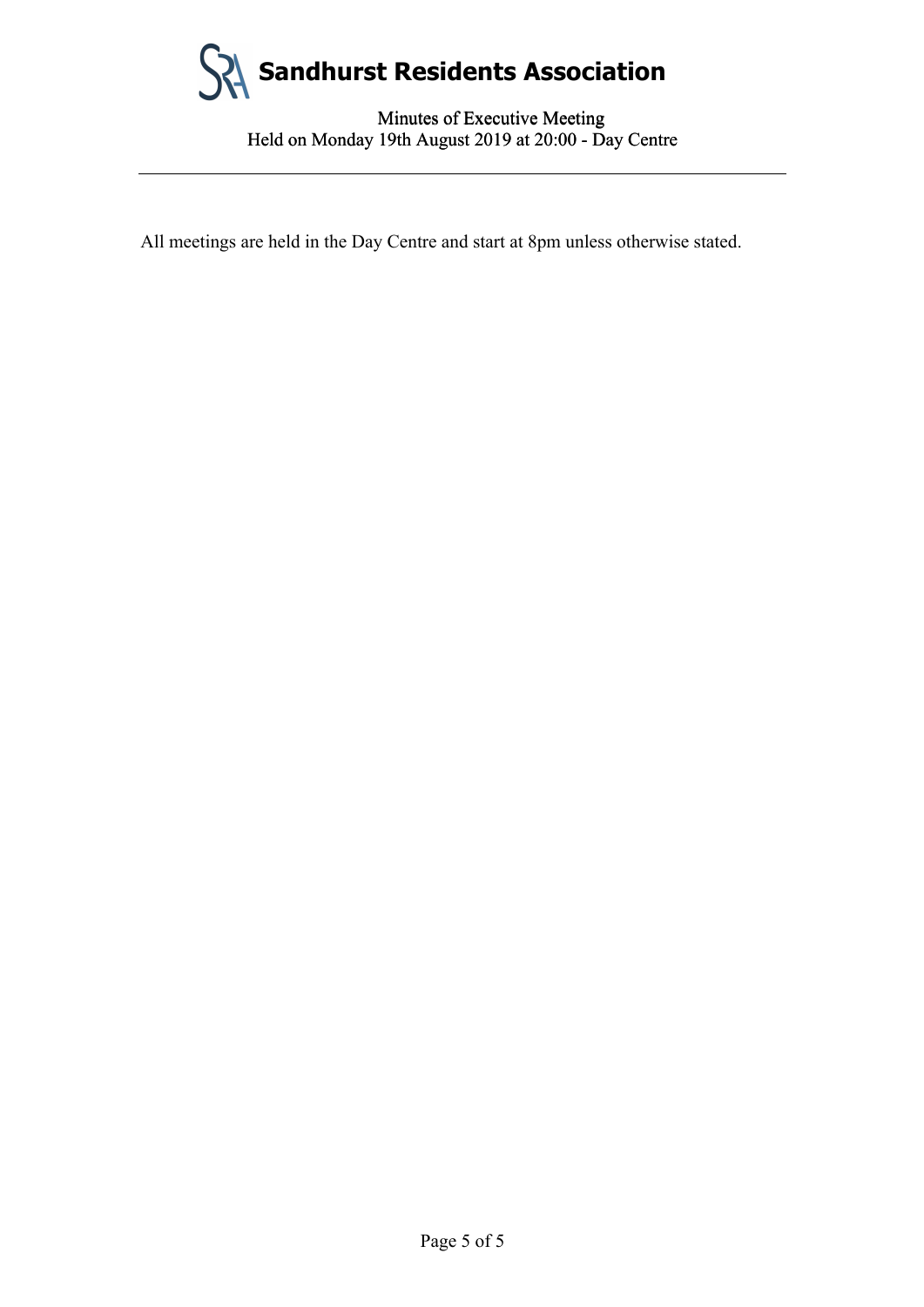All meetings are held in the Day Centre and start at 8pm unless otherwise stated.